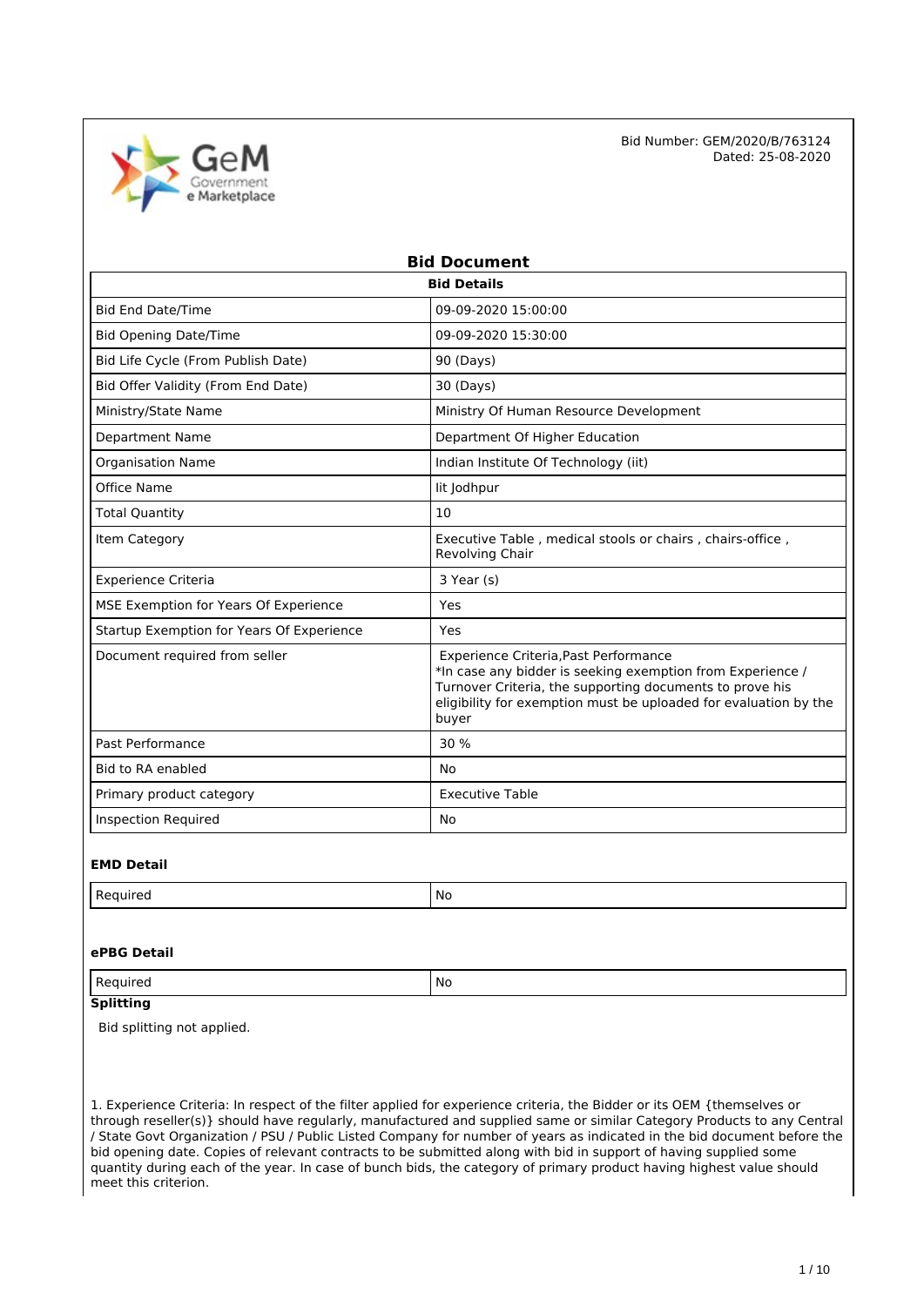Bid Number: GEM/2020/B/763124
Dated: 25-08-2020

# Bid Document

| Bid Details | |
|---|---|
| Bid End Date/Time | 09-09-2020 15:00:00 |
| Bid Opening Date/Time | 09-09-2020 15:30:00 |
| Bid Life Cycle (From Publish Date) | 90 (Days) |
| Bid Offer Validity (From End Date) | 30 (Days) |
| Ministry/State Name | Ministry Of Human Resource Development |
| Department Name | Department Of Higher Education |
| Organisation Name | Indian Institute Of Technology (iit) |
| Office Name | Iit Jodhpur |
| Total Quantity | 10 |
| Item Category | Executive Table , medical stools or chairs , chairs-office , Revolving Chair |
| Experience Criteria | 3 Year (s) |
| MSE Exemption for Years Of Experience | Yes |
| Startup Exemption for Years Of Experience | Yes |
| Document required from seller | Experience Criteria,Past Performance *In case any bidder is seeking exemption from Experience / Turnover Criteria, the supporting documents to prove his eligibility for exemption must be uploaded for evaluation by the buyer |
| Past Performance | 30 % |
| Bid to RA enabled | No |
| Primary product category | Executive Table |
| Inspection Required | No |

### EMD Detail

| Required | No |
|---|---|

### ePBG Detail

| Required | No |
|---|---|

### Splitting

Bid splitting not applied.

1. Experience Criteria: In respect of the filter applied for experience criteria, the Bidder or its OEM {themselves or through reseller(s)} should have regularly, manufactured and supplied same or similar Category Products to any Central / State Govt Organization / PSU / Public Listed Company for number of years as indicated in the bid document before the bid opening date. Copies of relevant contracts to be submitted along with bid in support of having supplied some quantity during each of the year. In case of bunch bids, the category of primary product having highest value should meet this criterion.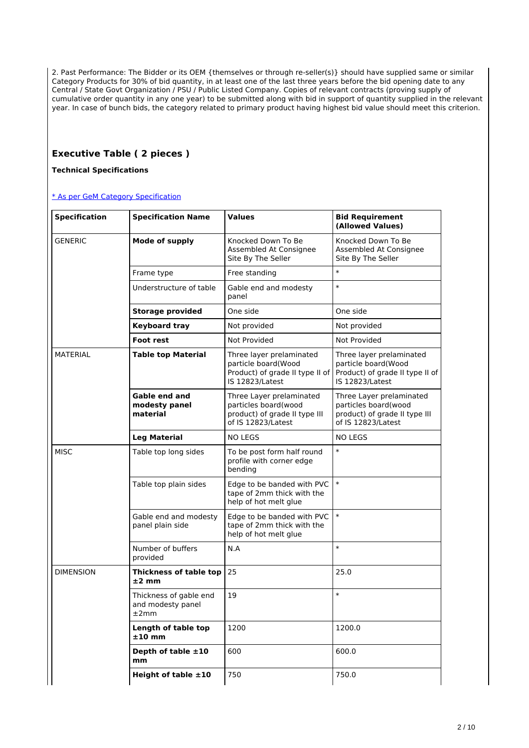2. Past Performance: The Bidder or its OEM {themselves or through re-seller(s)} should have supplied same or similar Category Products for 30% of bid quantity, in at least one of the last three years before the bid opening date to any Central / State Govt Organization / PSU / Public Listed Company. Copies of relevant contracts (proving supply of cumulative order quantity in any one year) to be submitted along with bid in support of quantity supplied in the relevant year. In case of bunch bids, the category related to primary product having highest bid value should meet this criterion.

## Executive Table ( 2 pieces )

**Technical Specifications**

[* As per GeM Category Specification]

| Specification | Specification Name | Values | Bid Requirement (Allowed Values) |
|---|---|---|---|
| GENERIC | **Mode of supply** | Knocked Down To Be Assembled At Consignee Site By The Seller | Knocked Down To Be Assembled At Consignee Site By The Seller |
| | Frame type | Free standing | * |
| | Understructure of table | Gable end and modesty panel | * |
| | **Storage provided** | One side | One side |
| | **Keyboard tray** | Not provided | Not provided |
| | **Foot rest** | Not Provided | Not Provided |
| MATERIAL | **Table top Material** | Three layer prelaminated particle board(Wood Product) of grade II type II of IS 12823/Latest | Three layer prelaminated particle board(Wood Product) of grade II type II of IS 12823/Latest |
| | **Gable end and modesty panel material** | Three Layer prelaminated particles board(wood product) of grade II type III of IS 12823/Latest | Three Layer prelaminated particles board(wood product) of grade II type III of IS 12823/Latest |
| | **Leg Material** | NO LEGS | NO LEGS |
| MISC | Table top long sides | To be post form half round profile with corner edge bending | * |
| | Table top plain sides | Edge to be banded with PVC tape of 2mm thick with the help of hot melt glue | * |
| | Gable end and modesty panel plain side | Edge to be banded with PVC tape of 2mm thick with the help of hot melt glue | * |
| | Number of buffers provided | N.A | * |
| DIMENSION | **Thickness of table top ±2 mm** | 25 | 25.0 |
| | Thickness of gable end and modesty panel ±2mm | 19 | * |
| | **Length of table top ±10 mm** | 1200 | 1200.0 |
| | **Depth of table ±10 mm** | 600 | 600.0 |
| | **Height of table ±10** | 750 | 750.0 |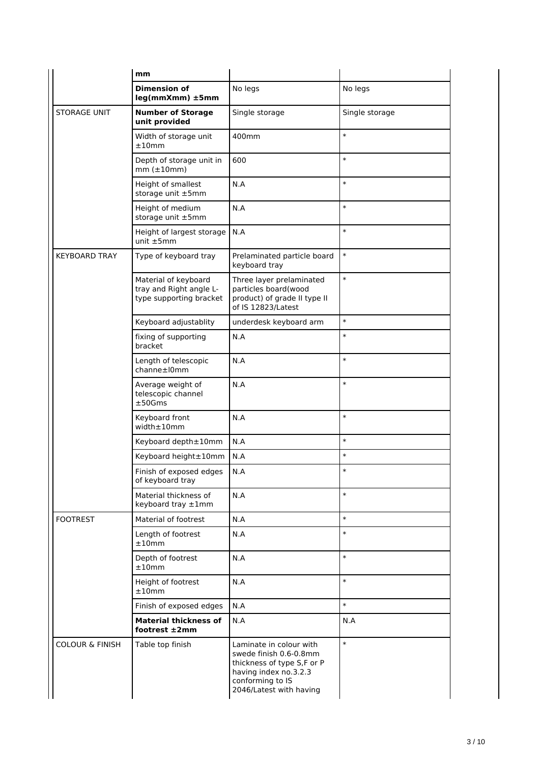| | | | |
|---|---|---|---|
| | **mm** | | |
| | **Dimension of leg(mmXmm) ±5mm** | No legs | No legs |
| STORAGE UNIT | **Number of Storage unit provided** | Single storage | Single storage |
| | Width of storage unit ±10mm | 400mm | * |
| | Depth of storage unit in mm (±10mm) | 600 | * |
| | Height of smallest storage unit ±5mm | N.A | * |
| | Height of medium storage unit ±5mm | N.A | * |
| | Height of largest storage unit ±5mm | N.A | * |
| KEYBOARD TRAY | Type of keyboard tray | Prelaminated particle board keyboard tray | * |
| | Material of keyboard tray and Right angle L-type supporting bracket | Three layer prelaminated particles board(wood product) of grade II type II of IS 12823/Latest | * |
| | Keyboard adjustablity | underdesk keyboard arm | * |
| | fixing of supporting bracket | N.A | * |
| | Length of telescopic channe±l0mm | N.A | * |
| | Average weight of telescopic channel ±50Gms | N.A | * |
| | Keyboard front width±10mm | N.A | * |
| | Keyboard depth±10mm | N.A | * |
| | Keyboard height±10mm | N.A | * |
| | Finish of exposed edges of keyboard tray | N.A | * |
| | Material thickness of keyboard tray ±1mm | N.A | * |
| FOOTREST | Material of footrest | N.A | * |
| | Length of footrest ±10mm | N.A | * |
| | Depth of footrest ±10mm | N.A | * |
| | Height of footrest ±10mm | N.A | * |
| | Finish of exposed edges | N.A | * |
| | **Material thickness of footrest ±2mm** | N.A | N.A |
| COLOUR & FINISH | Table top finish | Laminate in colour with swede finish 0.6-0.8mm thickness of type S,F or P having index no.3.2.3 conforming to IS 2046/Latest with having | * |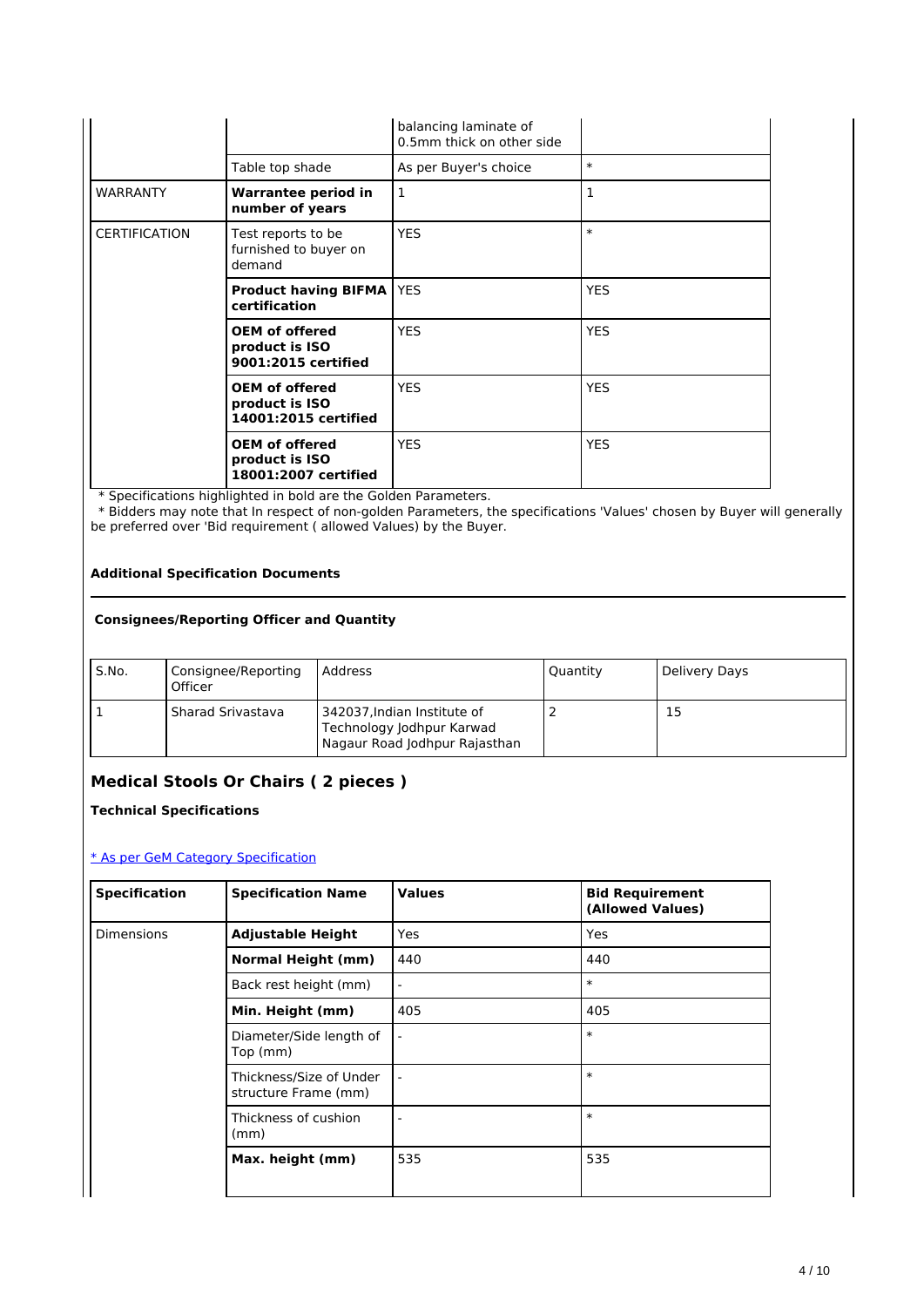| | | balancing laminate of 0.5mm thick on other side | |
|---|---|---|---|
| | Table top shade | As per Buyer's choice | * |
| WARRANTY | **Warrantee period in number of years** | 1 | 1 |
| CERTIFICATION | Test reports to be furnished to buyer on demand | YES | * |
| | **Product having BIFMA certification** | YES | YES |
| | **OEM of offered product is ISO 9001:2015 certified** | YES | YES |
| | **OEM of offered product is ISO 14001:2015 certified** | YES | YES |
| | **OEM of offered product is ISO 18001:2007 certified** | YES | YES |

* Specifications highlighted in bold are the Golden Parameters.

* Bidders may note that In respect of non-golden Parameters, the specifications 'Values' chosen by Buyer will generally be preferred over 'Bid requirement ( allowed Values) by the Buyer.

**Additional Specification Documents**

**Consignees/Reporting Officer and Quantity**

| S.No. | Consignee/Reporting Officer | Address | Quantity | Delivery Days |
|---|---|---|---|---|
| 1 | Sharad Srivastava | 342037,Indian Institute of Technology Jodhpur Karwad Nagaur Road Jodhpur Rajasthan | 2 | 15 |

## Medical Stools Or Chairs ( 2 pieces )

**Technical Specifications**

* As per GeM Category Specification

| Specification | Specification Name | Values | Bid Requirement (Allowed Values) |
|---|---|---|---|
| Dimensions | **Adjustable Height** | Yes | Yes |
| | **Normal Height (mm)** | 440 | 440 |
| | Back rest height (mm) | - | * |
| | **Min. Height (mm)** | 405 | 405 |
| | Diameter/Side length of Top (mm) | - | * |
| | Thickness/Size of Under structure Frame (mm) | - | * |
| | Thickness of cushion (mm) | - | * |
| | **Max. height (mm)** | 535 | 535 |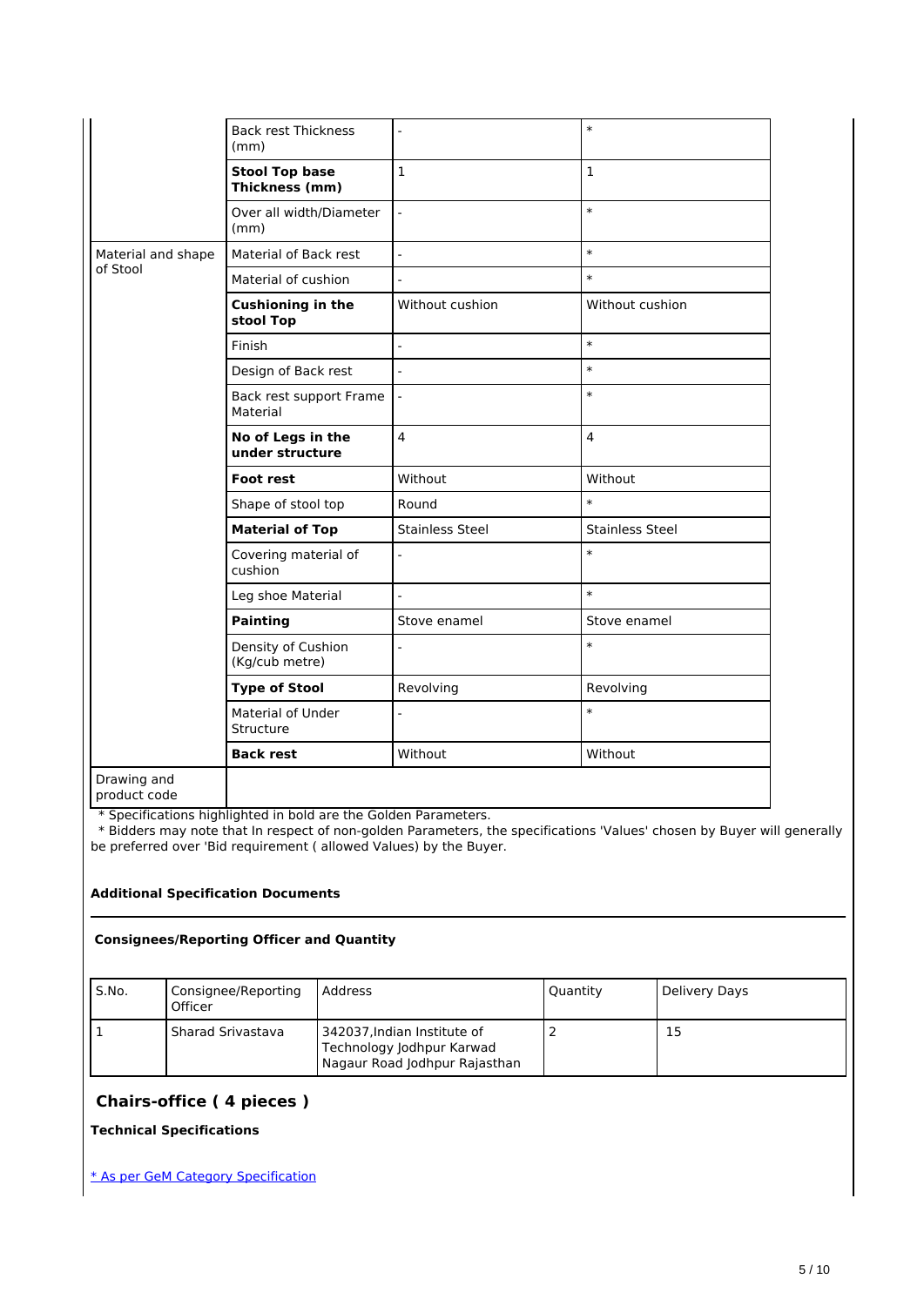| | | | |
|---|---|---|---|
| | Back rest Thickness (mm) | - | * |
| | **Stool Top base Thickness (mm)** | 1 | 1 |
| | Over all width/Diameter (mm) | - | * |
| Material and shape of Stool | Material of Back rest | - | * |
| | Material of cushion | - | * |
| | **Cushioning in the stool Top** | Without cushion | Without cushion |
| | Finish | - | * |
| | Design of Back rest | - | * |
| | Back rest support Frame Material | - | * |
| | **No of Legs in the under structure** | 4 | 4 |
| | **Foot rest** | Without | Without |
| | Shape of stool top | Round | * |
| | **Material of Top** | Stainless Steel | Stainless Steel |
| | Covering material of cushion | - | * |
| | Leg shoe Material | - | * |
| | **Painting** | Stove enamel | Stove enamel |
| | Density of Cushion (Kg/cub metre) | - | * |
| | **Type of Stool** | Revolving | Revolving |
| | Material of Under Structure | - | * |
| | **Back rest** | Without | Without |
| Drawing and product code | | | |

* Specifications highlighted in bold are the Golden Parameters.
* Bidders may note that In respect of non-golden Parameters, the specifications 'Values' chosen by Buyer will generally be preferred over 'Bid requirement ( allowed Values) by the Buyer.

**Additional Specification Documents**

**Consignees/Reporting Officer and Quantity**

| S.No. | Consignee/Reporting Officer | Address | Quantity | Delivery Days |
|---|---|---|---|---|
| 1 | Sharad Srivastava | 342037,Indian Institute of Technology Jodhpur Karwad Nagaur Road Jodhpur Rajasthan | 2 | 15 |

## Chairs-office ( 4 pieces )

**Technical Specifications**

* As per GeM Category Specification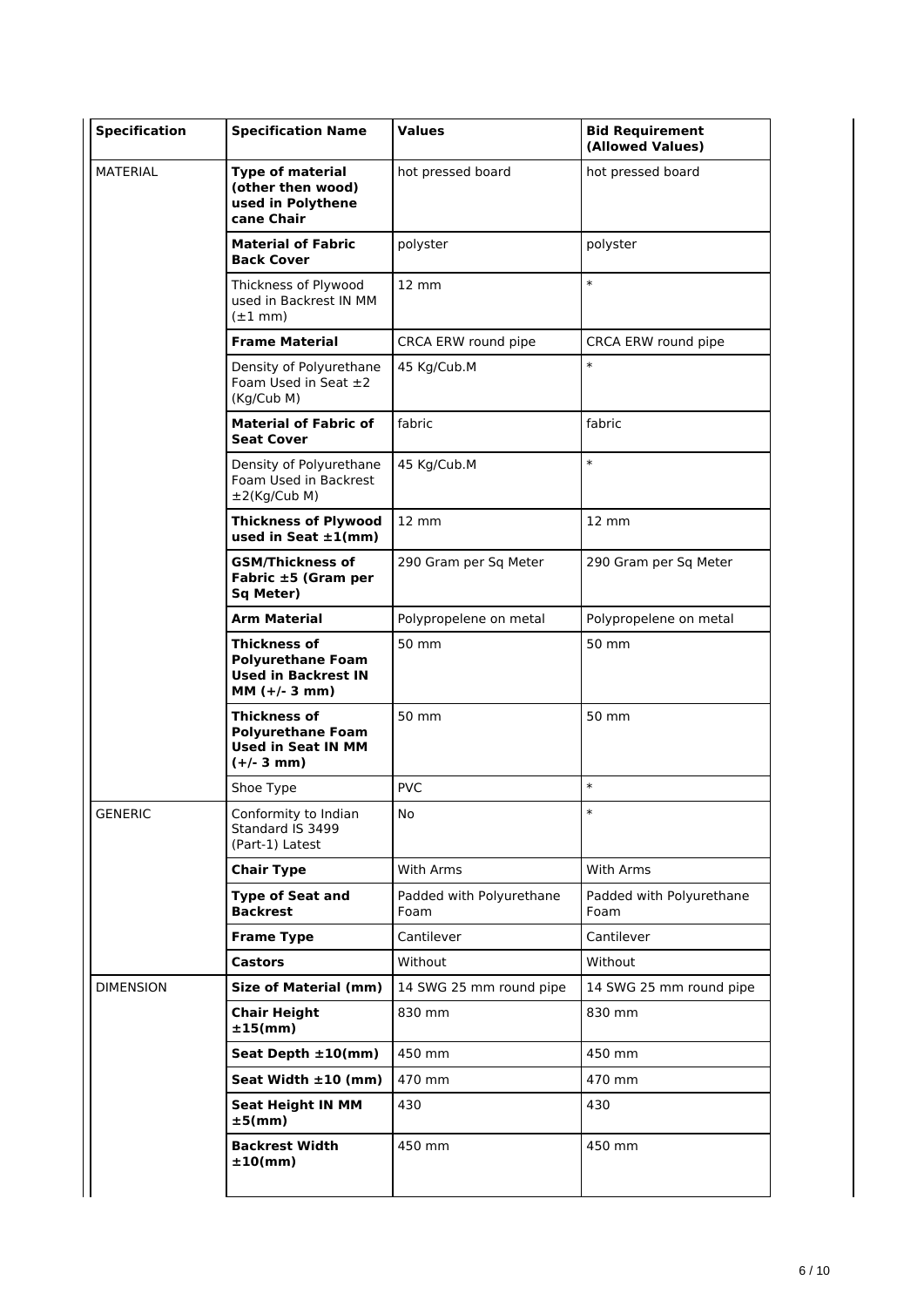| Specification | Specification Name | Values | Bid Requirement (Allowed Values) |
|---|---|---|---|
| MATERIAL | **Type of material (other then wood) used in Polythene cane Chair** | hot pressed board | hot pressed board |
| | **Material of Fabric Back Cover** | polyster | polyster |
| | Thickness of Plywood used in Backrest IN MM (±1 mm) | 12 mm | * |
| | **Frame Material** | CRCA ERW round pipe | CRCA ERW round pipe |
| | Density of Polyurethane Foam Used in Seat ±2 (Kg/Cub M) | 45 Kg/Cub.M | * |
| | **Material of Fabric of Seat Cover** | fabric | fabric |
| | Density of Polyurethane Foam Used in Backrest ±2(Kg/Cub M) | 45 Kg/Cub.M | * |
| | **Thickness of Plywood used in Seat ±1(mm)** | 12 mm | 12 mm |
| | **GSM/Thickness of Fabric ±5 (Gram per Sq Meter)** | 290 Gram per Sq Meter | 290 Gram per Sq Meter |
| | **Arm Material** | Polypropelene on metal | Polypropelene on metal |
| | **Thickness of Polyurethane Foam Used in Backrest IN MM (+/- 3 mm)** | 50 mm | 50 mm |
| | **Thickness of Polyurethane Foam Used in Seat IN MM (+/- 3 mm)** | 50 mm | 50 mm |
| | Shoe Type | PVC | * |
| GENERIC | Conformity to Indian Standard IS 3499 (Part-1) Latest | No | * |
| | **Chair Type** | With Arms | With Arms |
| | **Type of Seat and Backrest** | Padded with Polyurethane Foam | Padded with Polyurethane Foam |
| | **Frame Type** | Cantilever | Cantilever |
| | **Castors** | Without | Without |
| DIMENSION | **Size of Material (mm)** | 14 SWG 25 mm round pipe | 14 SWG 25 mm round pipe |
| | **Chair Height ±15(mm)** | 830 mm | 830 mm |
| | **Seat Depth ±10(mm)** | 450 mm | 450 mm |
| | **Seat Width ±10 (mm)** | 470 mm | 470 mm |
| | **Seat Height IN MM ±5(mm)** | 430 | 430 |
| | **Backrest Width ±10(mm)** | 450 mm | 450 mm |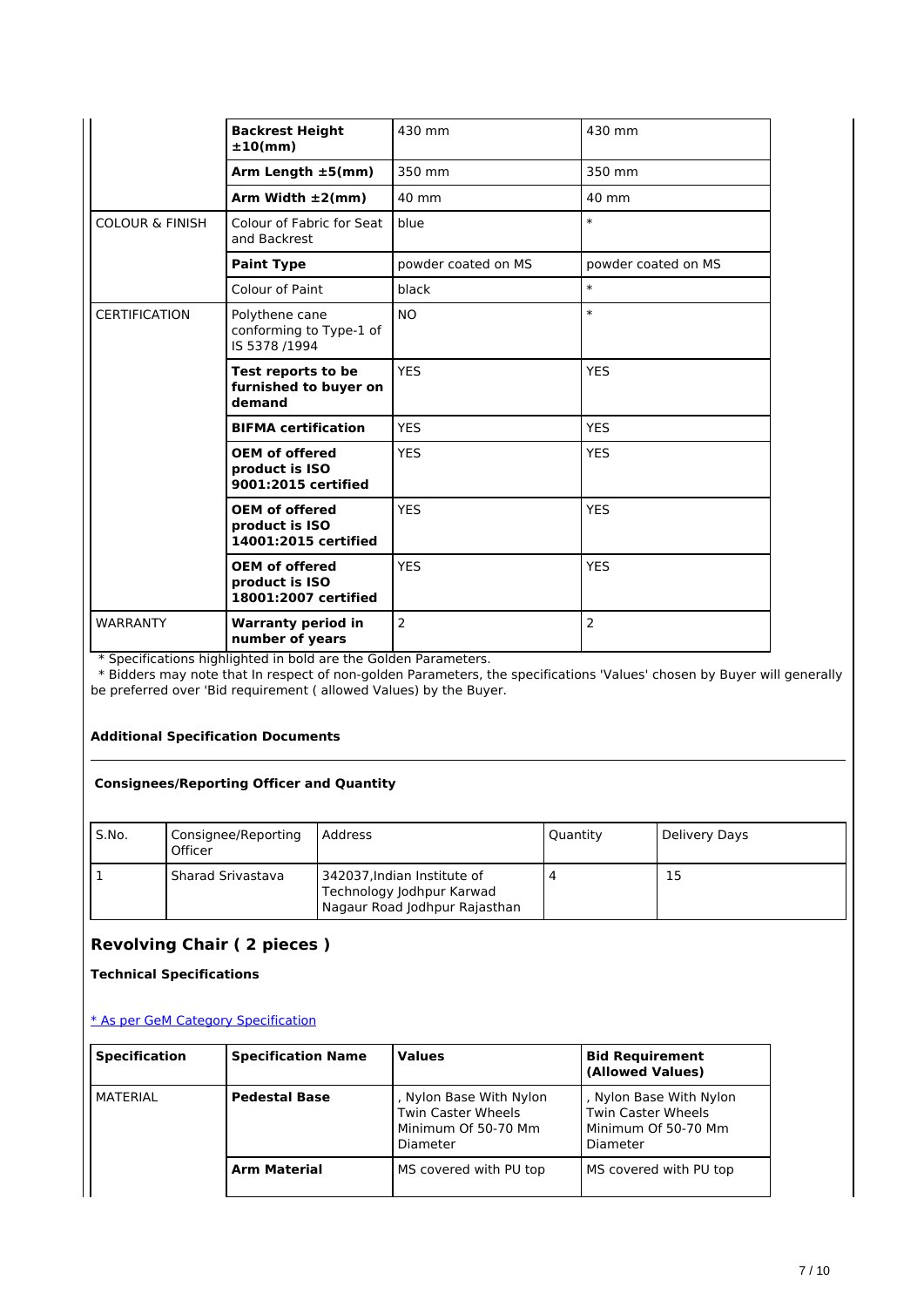| | | | |
|---|---|---|---|
| | **Backrest Height ±10(mm)** | 430 mm | 430 mm |
| | **Arm Length ±5(mm)** | 350 mm | 350 mm |
| | **Arm Width ±2(mm)** | 40 mm | 40 mm |
| COLOUR & FINISH | Colour of Fabric for Seat and Backrest | blue | * |
| | **Paint Type** | powder coated on MS | powder coated on MS |
| | Colour of Paint | black | * |
| CERTIFICATION | Polythene cane conforming to Type-1 of IS 5378 /1994 | NO | * |
| | **Test reports to be furnished to buyer on demand** | YES | YES |
| | **BIFMA certification** | YES | YES |
| | **OEM of offered product is ISO 9001:2015 certified** | YES | YES |
| | **OEM of offered product is ISO 14001:2015 certified** | YES | YES |
| | **OEM of offered product is ISO 18001:2007 certified** | YES | YES |
| WARRANTY | **Warranty period in number of years** | 2 | 2 |

* Specifications highlighted in bold are the Golden Parameters.
* Bidders may note that In respect of non-golden Parameters, the specifications 'Values' chosen by Buyer will generally be preferred over 'Bid requirement ( allowed Values) by the Buyer.

**Additional Specification Documents**

**Consignees/Reporting Officer and Quantity**

| S.No. | Consignee/Reporting Officer | Address | Quantity | Delivery Days |
|---|---|---|---|---|
| 1 | Sharad Srivastava | 342037,Indian Institute of Technology Jodhpur Karwad Nagaur Road Jodhpur Rajasthan | 4 | 15 |

## Revolving Chair ( 2 pieces )

**Technical Specifications**

[* As per GeM Category Specification]

| Specification | Specification Name | Values | Bid Requirement (Allowed Values) |
|---|---|---|---|
| MATERIAL | **Pedestal Base** | , Nylon Base With Nylon Twin Caster Wheels Minimum Of 50-70 Mm Diameter | , Nylon Base With Nylon Twin Caster Wheels Minimum Of 50-70 Mm Diameter |
| | **Arm Material** | MS covered with PU top | MS covered with PU top |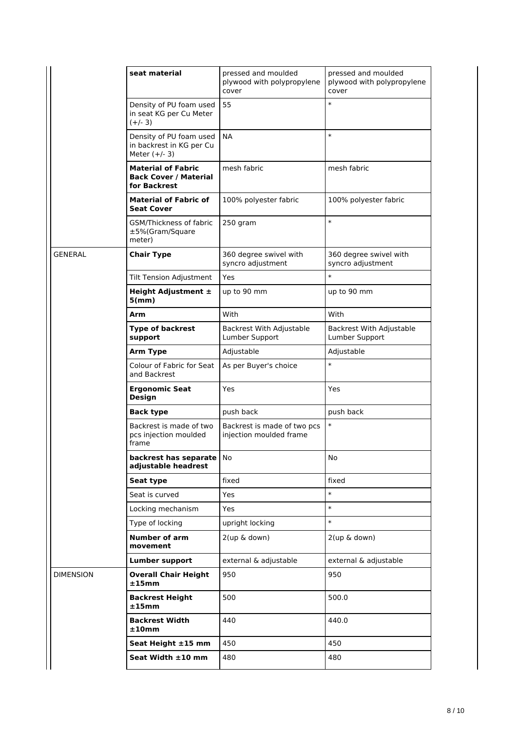| | | | |
|---|---|---|---|
| | **seat material** | pressed and moulded plywood with polypropylene cover | pressed and moulded plywood with polypropylene cover |
| | Density of PU foam used in seat KG per Cu Meter (+/- 3) | 55 | * |
| | Density of PU foam used in backrest in KG per Cu Meter (+/- 3) | NA | * |
| | **Material of Fabric Back Cover / Material for Backrest** | mesh fabric | mesh fabric |
| | **Material of Fabric of Seat Cover** | 100% polyester fabric | 100% polyester fabric |
| | GSM/Thickness of fabric ±5%(Gram/Square meter) | 250 gram | * |
| GENERAL | **Chair Type** | 360 degree swivel with syncro adjustment | 360 degree swivel with syncro adjustment |
| | Tilt Tension Adjustment | Yes | * |
| | **Height Adjustment ± 5(mm)** | up to 90 mm | up to 90 mm |
| | **Arm** | With | With |
| | **Type of backrest support** | Backrest With Adjustable Lumber Support | Backrest With Adjustable Lumber Support |
| | **Arm Type** | Adjustable | Adjustable |
| | Colour of Fabric for Seat and Backrest | As per Buyer's choice | * |
| | **Ergonomic Seat Design** | Yes | Yes |
| | **Back type** | push back | push back |
| | Backrest is made of two pcs injection moulded frame | Backrest is made of two pcs injection moulded frame | * |
| | **backrest has separate adjustable headrest** | No | No |
| | **Seat type** | fixed | fixed |
| | Seat is curved | Yes | * |
| | Locking mechanism | Yes | * |
| | Type of locking | upright locking | * |
| | **Number of arm movement** | 2(up & down) | 2(up & down) |
| | **Lumber support** | external & adjustable | external & adjustable |
| DIMENSION | **Overall Chair Height ±15mm** | 950 | 950 |
| | **Backrest Height ±15mm** | 500 | 500.0 |
| | **Backrest Width ±10mm** | 440 | 440.0 |
| | **Seat Height ±15 mm** | 450 | 450 |
| | **Seat Width ±10 mm** | 480 | 480 |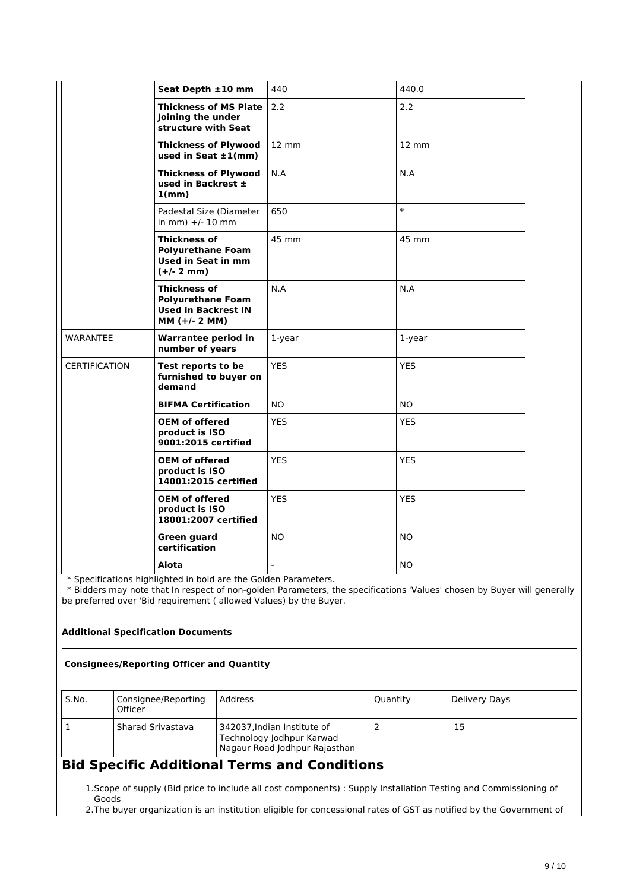| | Seat Depth ±10 mm | 440 | 440.0 |
|---|---|---|---|
| | **Thickness of MS Plate Joining the under structure with Seat** | 2.2 | 2.2 |
| | **Thickness of Plywood used in Seat ±1(mm)** | 12 mm | 12 mm |
| | **Thickness of Plywood used in Backrest ± 1(mm)** | N.A | N.A |
| | Padestal Size (Diameter in mm) +/- 10 mm | 650 | * |
| | **Thickness of Polyurethane Foam Used in Seat in mm (+/- 2 mm)** | 45 mm | 45 mm |
| | **Thickness of Polyurethane Foam Used in Backrest IN MM (+/- 2 MM)** | N.A | N.A |
| WARANTEE | **Warrantee period in number of years** | 1-year | 1-year |
| CERTIFICATION | **Test reports to be furnished to buyer on demand** | YES | YES |
| | **BIFMA Certification** | NO | NO |
| | **OEM of offered product is ISO 9001:2015 certified** | YES | YES |
| | **OEM of offered product is ISO 14001:2015 certified** | YES | YES |
| | **OEM of offered product is ISO 18001:2007 certified** | YES | YES |
| | **Green guard certification** | NO | NO |
| | **Aiota** | - | NO |

* Specifications highlighted in bold are the Golden Parameters.
* Bidders may note that In respect of non-golden Parameters, the specifications 'Values' chosen by Buyer will generally be preferred over 'Bid requirement ( allowed Values) by the Buyer.

**Additional Specification Documents**

**Consignees/Reporting Officer and Quantity**

| S.No. | Consignee/Reporting Officer | Address | Quantity | Delivery Days |
|---|---|---|---|---|
| 1 | Sharad Srivastava | 342037,Indian Institute of Technology Jodhpur Karwad Nagaur Road Jodhpur Rajasthan | 2 | 15 |

# Bid Specific Additional Terms and Conditions

1. Scope of supply (Bid price to include all cost components) : Supply Installation Testing and Commissioning of Goods
2. The buyer organization is an institution eligible for concessional rates of GST as notified by the Government of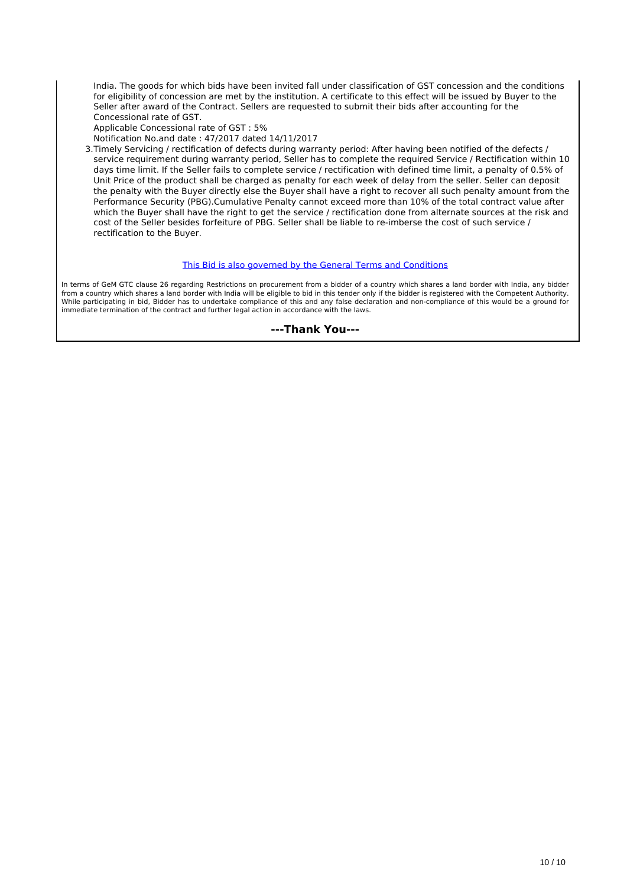India. The goods for which bids have been invited fall under classification of GST concession and the conditions for eligibility of concession are met by the institution. A certificate to this effect will be issued by Buyer to the Seller after award of the Contract. Sellers are requested to submit their bids after accounting for the Concessional rate of GST.

Applicable Concessional rate of GST : 5%

Notification No.and date : 47/2017 dated 14/11/2017

3. Timely Servicing / rectification of defects during warranty period: After having been notified of the defects / service requirement during warranty period, Seller has to complete the required Service / Rectification within 10 days time limit. If the Seller fails to complete service / rectification with defined time limit, a penalty of 0.5% of Unit Price of the product shall be charged as penalty for each week of delay from the seller. Seller can deposit the penalty with the Buyer directly else the Buyer shall have a right to recover all such penalty amount from the Performance Security (PBG).Cumulative Penalty cannot exceed more than 10% of the total contract value after which the Buyer shall have the right to get the service / rectification done from alternate sources at the risk and cost of the Seller besides forfeiture of PBG. Seller shall be liable to re-imberse the cost of such service / rectification to the Buyer.

This Bid is also governed by the General Terms and Conditions

In terms of GeM GTC clause 26 regarding Restrictions on procurement from a bidder of a country which shares a land border with India, any bidder from a country which shares a land border with India will be eligible to bid in this tender only if the bidder is registered with the Competent Authority. While participating in bid, Bidder has to undertake compliance of this and any false declaration and non-compliance of this would be a ground for immediate termination of the contract and further legal action in accordance with the laws.

**---Thank You---**